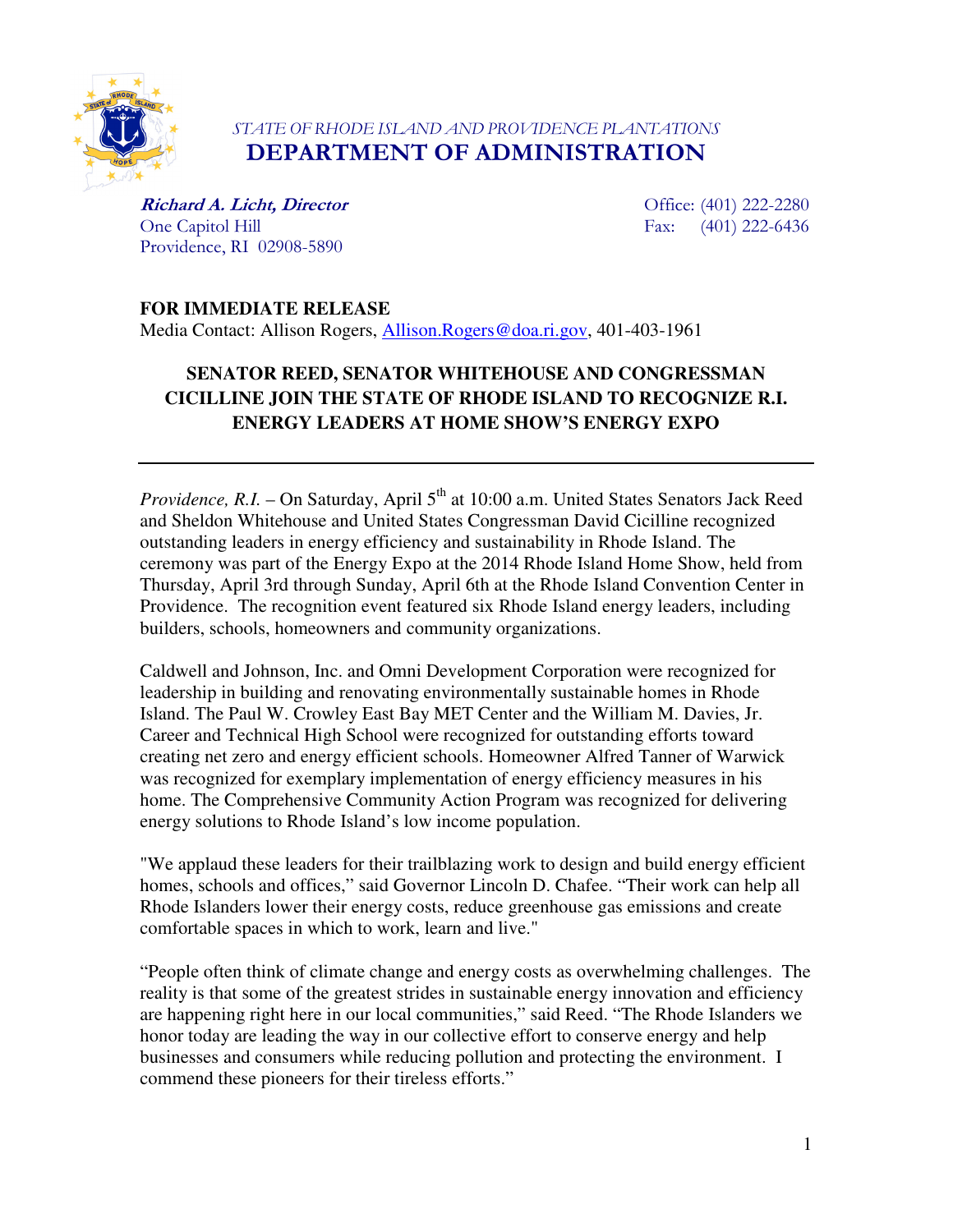*STATE OF RHODE ISLAND AND PROVIDENCE PLANTATIONS*

# DEPARTMENT OF ADMINISTRATION

***Richard A. Licht, Director***
One Capitol Hill
Providence, RI 02908-5890

Office: (401) 222-2280
Fax: (401) 222-6436

**FOR IMMEDIATE RELEASE**
Media Contact: Allison Rogers, Allison.Rogers@doa.ri.gov, 401-403-1961

## SENATOR REED, SENATOR WHITEHOUSE AND CONGRESSMAN CICILLINE JOIN THE STATE OF RHODE ISLAND TO RECOGNIZE R.I. ENERGY LEADERS AT HOME SHOW'S ENERGY EXPO

---

*Providence, R.I.* – On Saturday, April 5th at 10:00 a.m. United States Senators Jack Reed and Sheldon Whitehouse and United States Congressman David Cicilline recognized outstanding leaders in energy efficiency and sustainability in Rhode Island. The ceremony was part of the Energy Expo at the 2014 Rhode Island Home Show, held from Thursday, April 3rd through Sunday, April 6th at the Rhode Island Convention Center in Providence. The recognition event featured six Rhode Island energy leaders, including builders, schools, homeowners and community organizations.

Caldwell and Johnson, Inc. and Omni Development Corporation were recognized for leadership in building and renovating environmentally sustainable homes in Rhode Island. The Paul W. Crowley East Bay MET Center and the William M. Davies, Jr. Career and Technical High School were recognized for outstanding efforts toward creating net zero and energy efficient schools. Homeowner Alfred Tanner of Warwick was recognized for exemplary implementation of energy efficiency measures in his home. The Comprehensive Community Action Program was recognized for delivering energy solutions to Rhode Island's low income population.

"We applaud these leaders for their trailblazing work to design and build energy efficient homes, schools and offices," said Governor Lincoln D. Chafee. "Their work can help all Rhode Islanders lower their energy costs, reduce greenhouse gas emissions and create comfortable spaces in which to work, learn and live."

"People often think of climate change and energy costs as overwhelming challenges. The reality is that some of the greatest strides in sustainable energy innovation and efficiency are happening right here in our local communities," said Reed. "The Rhode Islanders we honor today are leading the way in our collective effort to conserve energy and help businesses and consumers while reducing pollution and protecting the environment. I commend these pioneers for their tireless efforts."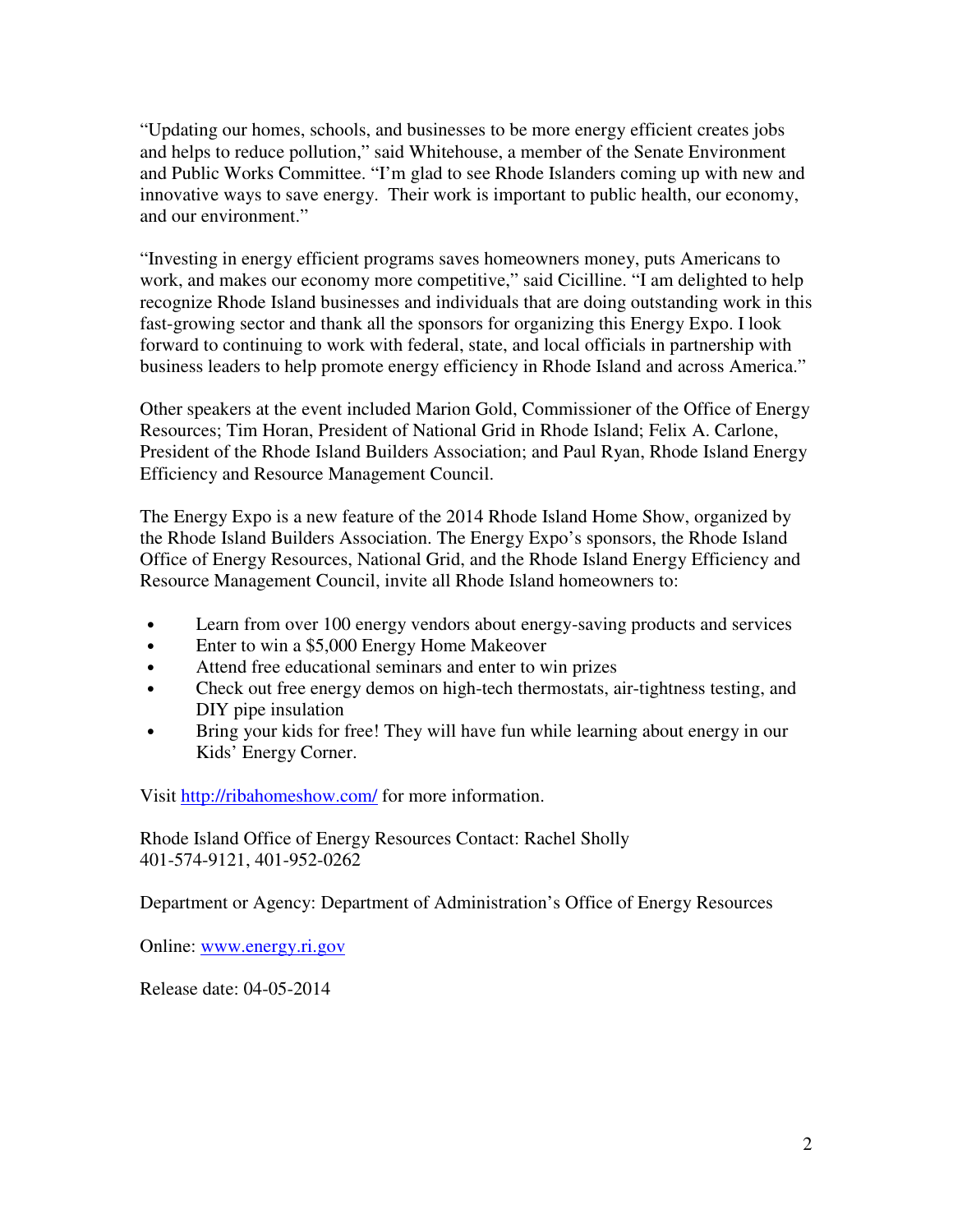"Updating our homes, schools, and businesses to be more energy efficient creates jobs and helps to reduce pollution," said Whitehouse, a member of the Senate Environment and Public Works Committee. "I'm glad to see Rhode Islanders coming up with new and innovative ways to save energy. Their work is important to public health, our economy, and our environment."

"Investing in energy efficient programs saves homeowners money, puts Americans to work, and makes our economy more competitive," said Cicilline. "I am delighted to help recognize Rhode Island businesses and individuals that are doing outstanding work in this fast-growing sector and thank all the sponsors for organizing this Energy Expo. I look forward to continuing to work with federal, state, and local officials in partnership with business leaders to help promote energy efficiency in Rhode Island and across America."

Other speakers at the event included Marion Gold, Commissioner of the Office of Energy Resources; Tim Horan, President of National Grid in Rhode Island; Felix A. Carlone, President of the Rhode Island Builders Association; and Paul Ryan, Rhode Island Energy Efficiency and Resource Management Council.

The Energy Expo is a new feature of the 2014 Rhode Island Home Show, organized by the Rhode Island Builders Association. The Energy Expo's sponsors, the Rhode Island Office of Energy Resources, National Grid, and the Rhode Island Energy Efficiency and Resource Management Council, invite all Rhode Island homeowners to:

- Learn from over 100 energy vendors about energy-saving products and services
- Enter to win a $5,000 Energy Home Makeover
- Attend free educational seminars and enter to win prizes
- Check out free energy demos on high-tech thermostats, air-tightness testing, and DIY pipe insulation
- Bring your kids for free! They will have fun while learning about energy in our Kids' Energy Corner.

Visit http://ribahomeshow.com/ for more information.

Rhode Island Office of Energy Resources Contact: Rachel Sholly
401-574-9121, 401-952-0262

Department or Agency: Department of Administration's Office of Energy Resources

Online: www.energy.ri.gov

Release date: 04-05-2014